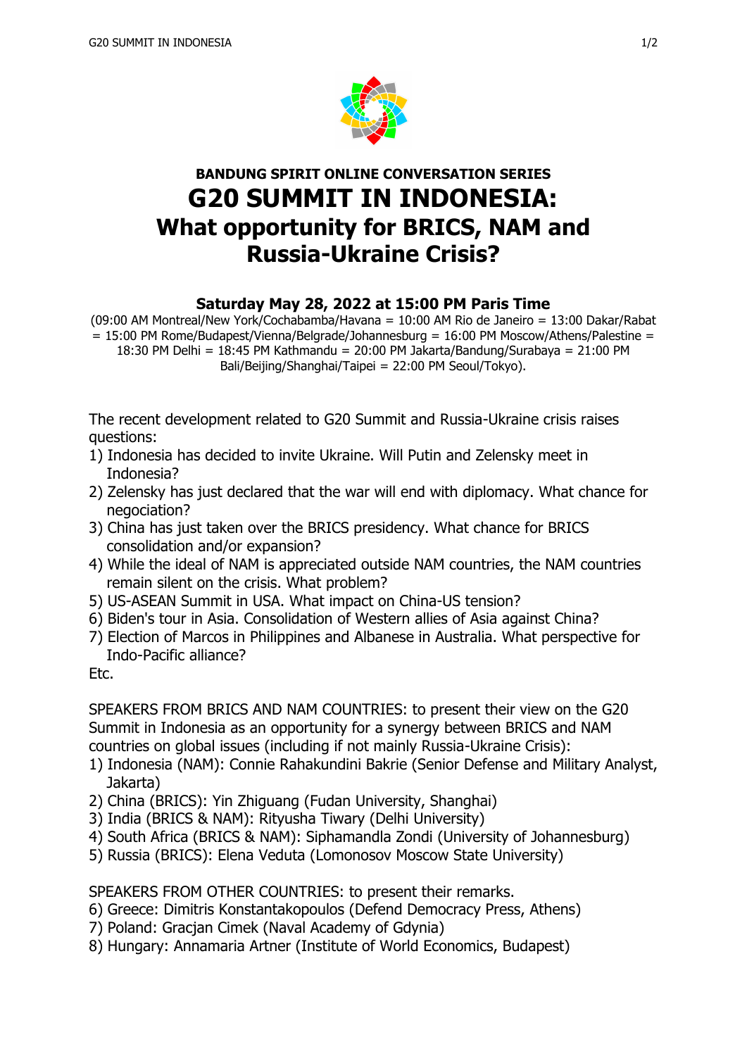**BANDUNG SPIRIT ONLINE CONVERSATION SERIES**

# G20 SUMMIT IN INDONESIA: What opportunity for BRICS, NAM and Russia-Ukraine Crisis?

### Saturday May 28, 2022 at 15:00 PM Paris Time

(09:00 AM Montreal/New York/Cochabamba/Havana = 10:00 AM Rio de Janeiro = 13:00 Dakar/Rabat = 15:00 PM Rome/Budapest/Vienna/Belgrade/Johannesburg = 16:00 PM Moscow/Athens/Palestine = 18:30 PM Delhi = 18:45 PM Kathmandu = 20:00 PM Jakarta/Bandung/Surabaya = 21:00 PM Bali/Beijing/Shanghai/Taipei = 22:00 PM Seoul/Tokyo).

The recent development related to G20 Summit and Russia-Ukraine crisis raises questions:

1) Indonesia has decided to invite Ukraine. Will Putin and Zelensky meet in Indonesia?
2) Zelensky has just declared that the war will end with diplomacy. What chance for negociation?
3) China has just taken over the BRICS presidency. What chance for BRICS consolidation and/or expansion?
4) While the ideal of NAM is appreciated outside NAM countries, the NAM countries remain silent on the crisis. What problem?
5) US-ASEAN Summit in USA. What impact on China-US tension?
6) Biden's tour in Asia. Consolidation of Western allies of Asia against China?
7) Election of Marcos in Philippines and Albanese in Australia. What perspective for Indo-Pacific alliance?

Etc.

SPEAKERS FROM BRICS AND NAM COUNTRIES: to present their view on the G20 Summit in Indonesia as an opportunity for a synergy between BRICS and NAM countries on global issues (including if not mainly Russia-Ukraine Crisis):

1) Indonesia (NAM): Connie Rahakundini Bakrie (Senior Defense and Military Analyst, Jakarta)
2) China (BRICS): Yin Zhiguang (Fudan University, Shanghai)
3) India (BRICS & NAM): Rityusha Tiwary (Delhi University)
4) South Africa (BRICS & NAM): Siphamandla Zondi (University of Johannesburg)
5) Russia (BRICS): Elena Veduta (Lomonosov Moscow State University)

SPEAKERS FROM OTHER COUNTRIES: to present their remarks.

6) Greece: Dimitris Konstantakopoulos (Defend Democracy Press, Athens)
7) Poland: Gracjan Cimek (Naval Academy of Gdynia)
8) Hungary: Annamaria Artner (Institute of World Economics, Budapest)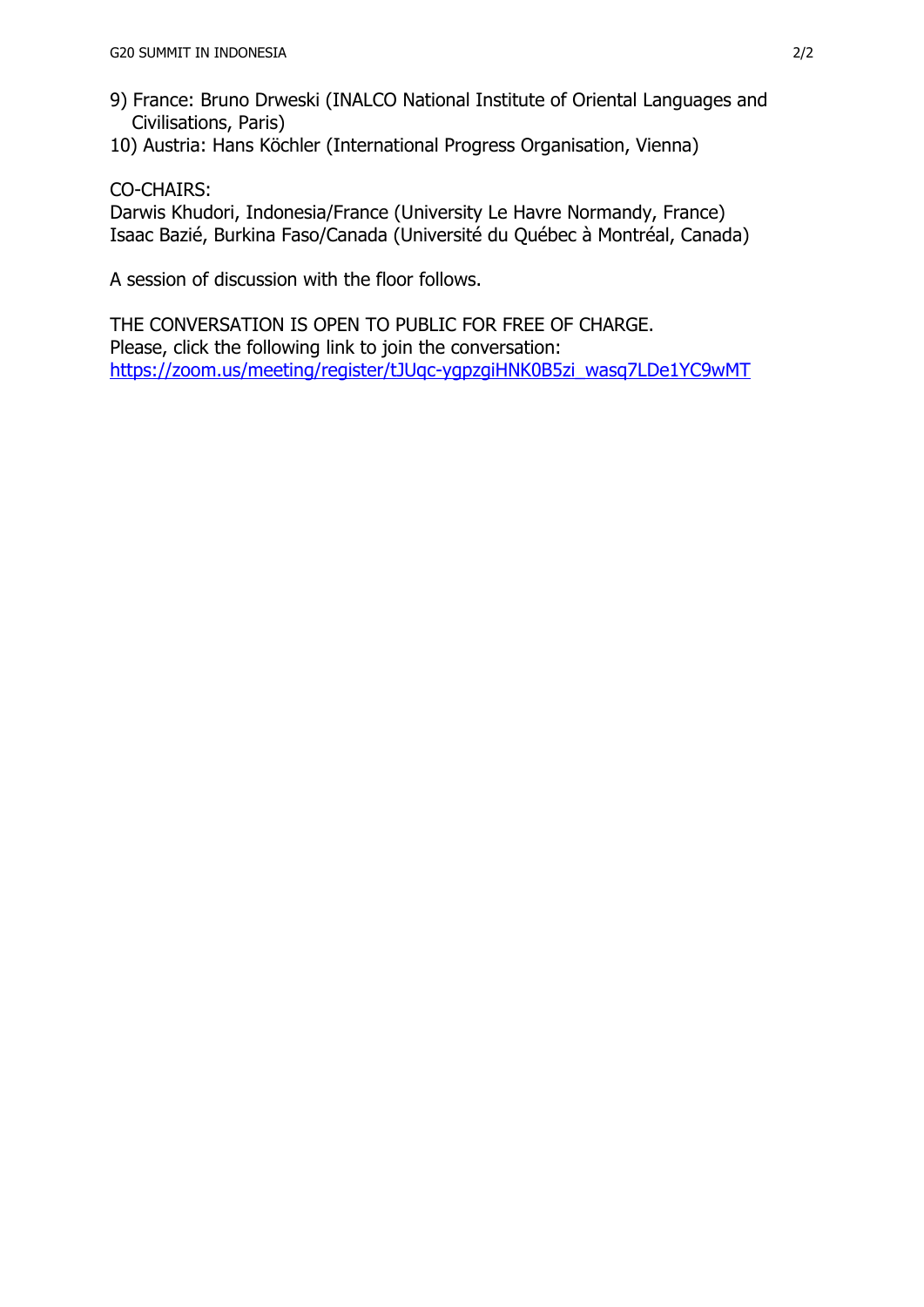9) France: Bruno Drweski (INALCO National Institute of Oriental Languages and Civilisations, Paris)
10) Austria: Hans Köchler (International Progress Organisation, Vienna)

CO-CHAIRS:
Darwis Khudori, Indonesia/France (University Le Havre Normandy, France)
Isaac Bazié, Burkina Faso/Canada (Université du Québec à Montréal, Canada)

A session of discussion with the floor follows.

THE CONVERSATION IS OPEN TO PUBLIC FOR FREE OF CHARGE.
Please, click the following link to join the conversation:
https://zoom.us/meeting/register/tJUqc-ygpzgiHNK0B5zi_wasq7LDe1YC9wMT